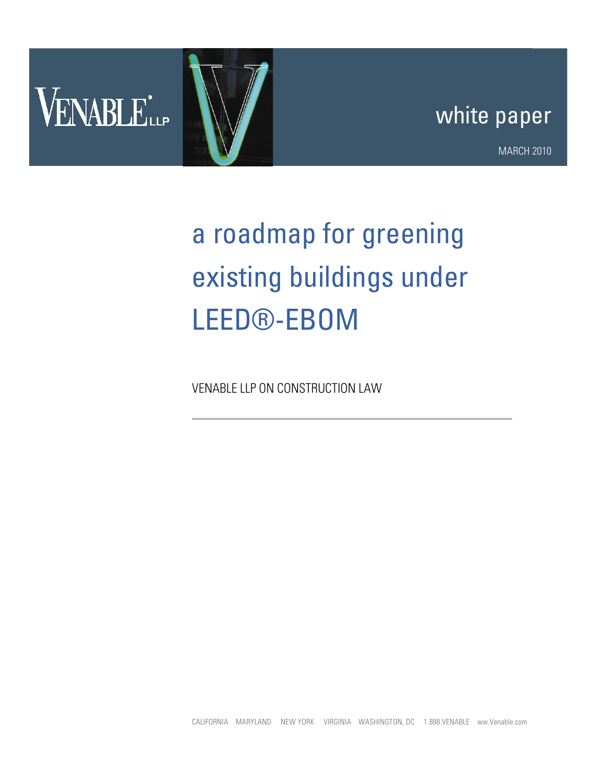VENABLE LLP

white paper

MARCH 2010

# a roadmap for greening existing buildings under LEED®-EBOM

VENABLE LLP ON CONSTRUCTION LAW

CALIFORNIA MARYLAND NEW YORK VIRGINIA WASHINGTON, DC 1.888.VENABLE ww.Venable.com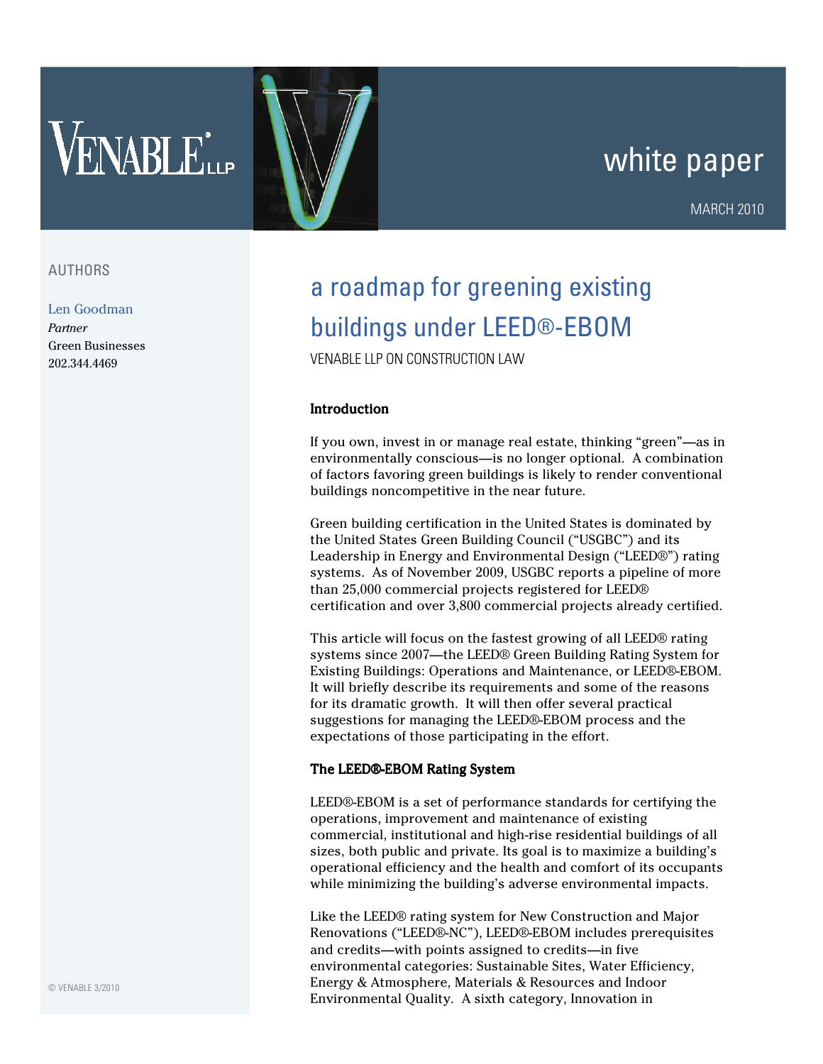white paper

MARCH 2010

AUTHORS

Len Goodman
*Partner*
Green Businesses
202.344.4469

# a roadmap for greening existing buildings under LEED®-EBOM

VENABLE LLP ON CONSTRUCTION LAW

**Introduction**

If you own, invest in or manage real estate, thinking "green"—as in environmentally conscious—is no longer optional. A combination of factors favoring green buildings is likely to render conventional buildings noncompetitive in the near future.

Green building certification in the United States is dominated by the United States Green Building Council ("USGBC") and its Leadership in Energy and Environmental Design ("LEED®") rating systems. As of November 2009, USGBC reports a pipeline of more than 25,000 commercial projects registered for LEED® certification and over 3,800 commercial projects already certified.

This article will focus on the fastest growing of all LEED® rating systems since 2007—the LEED® Green Building Rating System for Existing Buildings: Operations and Maintenance, or LEED®-EBOM. It will briefly describe its requirements and some of the reasons for its dramatic growth. It will then offer several practical suggestions for managing the LEED®-EBOM process and the expectations of those participating in the effort.

**The LEED®-EBOM Rating System**

LEED®-EBOM is a set of performance standards for certifying the operations, improvement and maintenance of existing commercial, institutional and high-rise residential buildings of all sizes, both public and private. Its goal is to maximize a building's operational efficiency and the health and comfort of its occupants while minimizing the building's adverse environmental impacts.

Like the LEED® rating system for New Construction and Major Renovations ("LEED®-NC"), LEED®-EBOM includes prerequisites and credits—with points assigned to credits—in five environmental categories: Sustainable Sites, Water Efficiency, Energy & Atmosphere, Materials & Resources and Indoor Environmental Quality. A sixth category, Innovation in

© VENABLE 3/2010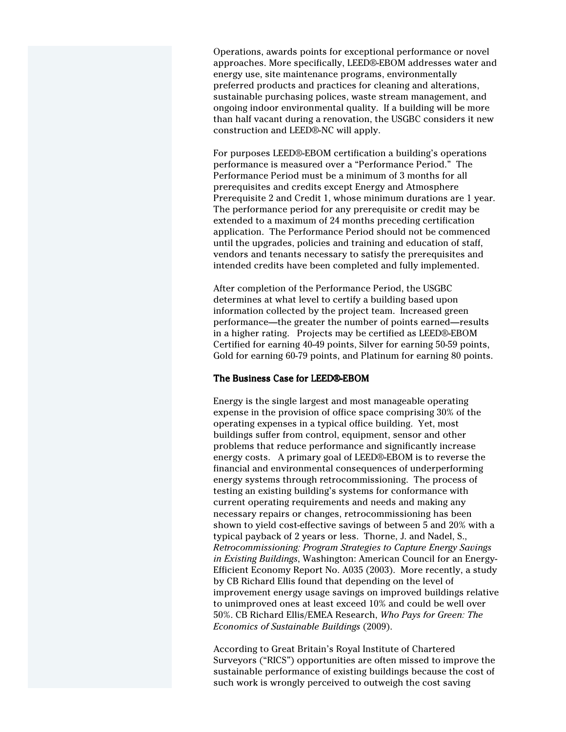Operations, awards points for exceptional performance or novel approaches. More specifically, LEED®-EBOM addresses water and energy use, site maintenance programs, environmentally preferred products and practices for cleaning and alterations, sustainable purchasing polices, waste stream management, and ongoing indoor environmental quality. If a building will be more than half vacant during a renovation, the USGBC considers it new construction and LEED®-NC will apply.

For purposes LEED®-EBOM certification a building's operations performance is measured over a "Performance Period." The Performance Period must be a minimum of 3 months for all prerequisites and credits except Energy and Atmosphere Prerequisite 2 and Credit 1, whose minimum durations are 1 year. The performance period for any prerequisite or credit may be extended to a maximum of 24 months preceding certification application. The Performance Period should not be commenced until the upgrades, policies and training and education of staff, vendors and tenants necessary to satisfy the prerequisites and intended credits have been completed and fully implemented.

After completion of the Performance Period, the USGBC determines at what level to certify a building based upon information collected by the project team. Increased green performance—the greater the number of points earned—results in a higher rating. Projects may be certified as LEED®-EBOM Certified for earning 40-49 points, Silver for earning 50-59 points, Gold for earning 60-79 points, and Platinum for earning 80 points.

**The Business Case for LEED®-EBOM**

Energy is the single largest and most manageable operating expense in the provision of office space comprising 30% of the operating expenses in a typical office building. Yet, most buildings suffer from control, equipment, sensor and other problems that reduce performance and significantly increase energy costs. A primary goal of LEED®-EBOM is to reverse the financial and environmental consequences of underperforming energy systems through retrocommissioning. The process of testing an existing building's systems for conformance with current operating requirements and needs and making any necessary repairs or changes, retrocommissioning has been shown to yield cost-effective savings of between 5 and 20% with a typical payback of 2 years or less. Thorne, J. and Nadel, S., *Retrocommissioning: Program Strategies to Capture Energy Savings in Existing Buildings*, Washington: American Council for an Energy-Efficient Economy Report No. A035 (2003). More recently, a study by CB Richard Ellis found that depending on the level of improvement energy usage savings on improved buildings relative to unimproved ones at least exceed 10% and could be well over 50%. CB Richard Ellis/EMEA Research, *Who Pays for Green: The Economics of Sustainable Buildings* (2009).

According to Great Britain's Royal Institute of Chartered Surveyors ("RICS") opportunities are often missed to improve the sustainable performance of existing buildings because the cost of such work is wrongly perceived to outweigh the cost saving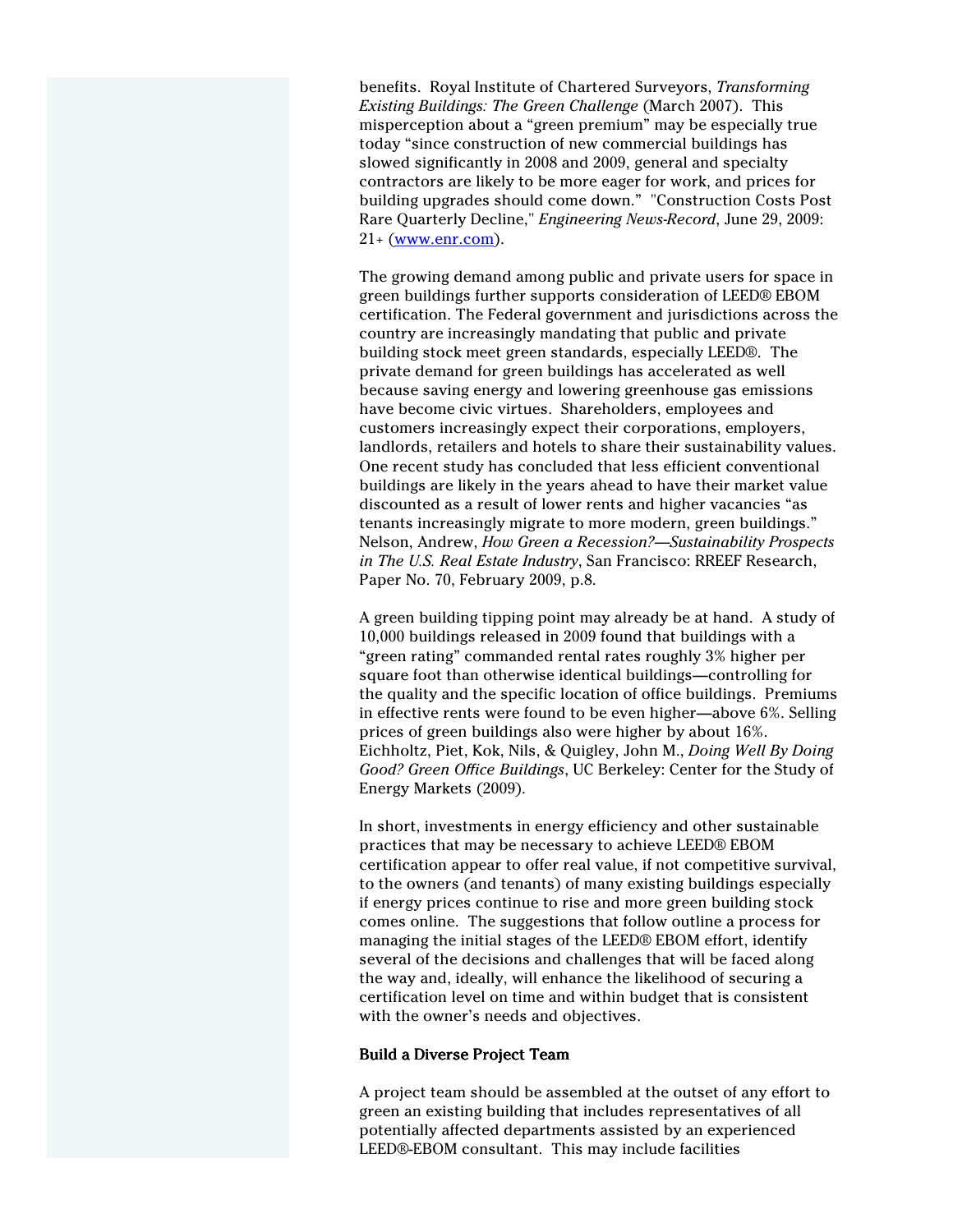benefits. Royal Institute of Chartered Surveyors, *Transforming Existing Buildings: The Green Challenge* (March 2007). This misperception about a "green premium" may be especially true today "since construction of new commercial buildings has slowed significantly in 2008 and 2009, general and specialty contractors are likely to be more eager for work, and prices for building upgrades should come down." "Construction Costs Post Rare Quarterly Decline," *Engineering News-Record*, June 29, 2009: 21+ (www.enr.com).

The growing demand among public and private users for space in green buildings further supports consideration of LEED® EBOM certification. The Federal government and jurisdictions across the country are increasingly mandating that public and private building stock meet green standards, especially LEED®. The private demand for green buildings has accelerated as well because saving energy and lowering greenhouse gas emissions have become civic virtues. Shareholders, employees and customers increasingly expect their corporations, employers, landlords, retailers and hotels to share their sustainability values. One recent study has concluded that less efficient conventional buildings are likely in the years ahead to have their market value discounted as a result of lower rents and higher vacancies "as tenants increasingly migrate to more modern, green buildings." Nelson, Andrew, *How Green a Recession?—Sustainability Prospects in The U.S. Real Estate Industry*, San Francisco: RREEF Research, Paper No. 70, February 2009, p.8.

A green building tipping point may already be at hand. A study of 10,000 buildings released in 2009 found that buildings with a "green rating" commanded rental rates roughly 3% higher per square foot than otherwise identical buildings—controlling for the quality and the specific location of office buildings. Premiums in effective rents were found to be even higher—above 6%. Selling prices of green buildings also were higher by about 16%. Eichholtz, Piet, Kok, Nils, & Quigley, John M., *Doing Well By Doing Good? Green Office Buildings*, UC Berkeley: Center for the Study of Energy Markets (2009).

In short, investments in energy efficiency and other sustainable practices that may be necessary to achieve LEED® EBOM certification appear to offer real value, if not competitive survival, to the owners (and tenants) of many existing buildings especially if energy prices continue to rise and more green building stock comes online. The suggestions that follow outline a process for managing the initial stages of the LEED® EBOM effort, identify several of the decisions and challenges that will be faced along the way and, ideally, will enhance the likelihood of securing a certification level on time and within budget that is consistent with the owner's needs and objectives.

**Build a Diverse Project Team**

A project team should be assembled at the outset of any effort to green an existing building that includes representatives of all potentially affected departments assisted by an experienced LEED®-EBOM consultant. This may include facilities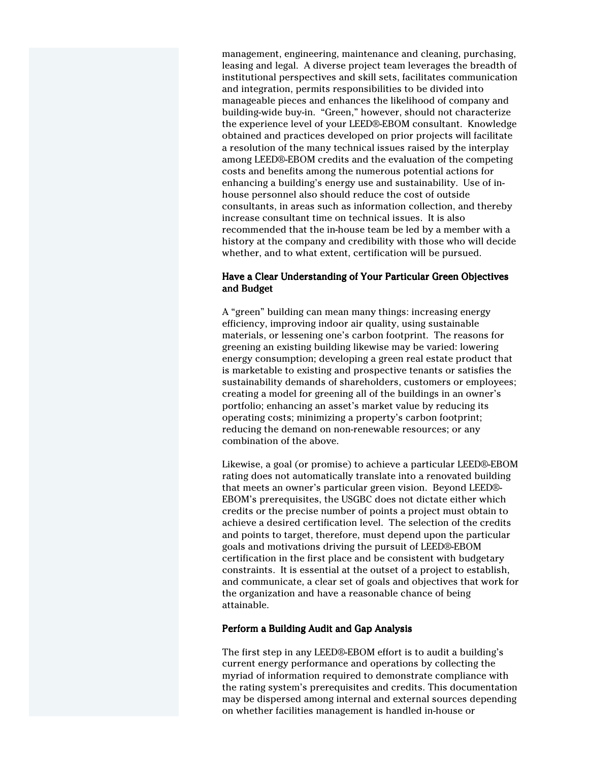management, engineering, maintenance and cleaning, purchasing, leasing and legal. A diverse project team leverages the breadth of institutional perspectives and skill sets, facilitates communication and integration, permits responsibilities to be divided into manageable pieces and enhances the likelihood of company and building-wide buy-in. "Green," however, should not characterize the experience level of your LEED®-EBOM consultant. Knowledge obtained and practices developed on prior projects will facilitate a resolution of the many technical issues raised by the interplay among LEED®-EBOM credits and the evaluation of the competing costs and benefits among the numerous potential actions for enhancing a building's energy use and sustainability. Use of in-house personnel also should reduce the cost of outside consultants, in areas such as information collection, and thereby increase consultant time on technical issues. It is also recommended that the in-house team be led by a member with a history at the company and credibility with those who will decide whether, and to what extent, certification will be pursued.

**Have a Clear Understanding of Your Particular Green Objectives and Budget**

A "green" building can mean many things: increasing energy efficiency, improving indoor air quality, using sustainable materials, or lessening one's carbon footprint. The reasons for greening an existing building likewise may be varied: lowering energy consumption; developing a green real estate product that is marketable to existing and prospective tenants or satisfies the sustainability demands of shareholders, customers or employees; creating a model for greening all of the buildings in an owner's portfolio; enhancing an asset's market value by reducing its operating costs; minimizing a property's carbon footprint; reducing the demand on non-renewable resources; or any combination of the above.

Likewise, a goal (or promise) to achieve a particular LEED®-EBOM rating does not automatically translate into a renovated building that meets an owner's particular green vision. Beyond LEED®-EBOM's prerequisites, the USGBC does not dictate either which credits or the precise number of points a project must obtain to achieve a desired certification level. The selection of the credits and points to target, therefore, must depend upon the particular goals and motivations driving the pursuit of LEED®-EBOM certification in the first place and be consistent with budgetary constraints. It is essential at the outset of a project to establish, and communicate, a clear set of goals and objectives that work for the organization and have a reasonable chance of being attainable.

**Perform a Building Audit and Gap Analysis**

The first step in any LEED®-EBOM effort is to audit a building's current energy performance and operations by collecting the myriad of information required to demonstrate compliance with the rating system's prerequisites and credits. This documentation may be dispersed among internal and external sources depending on whether facilities management is handled in-house or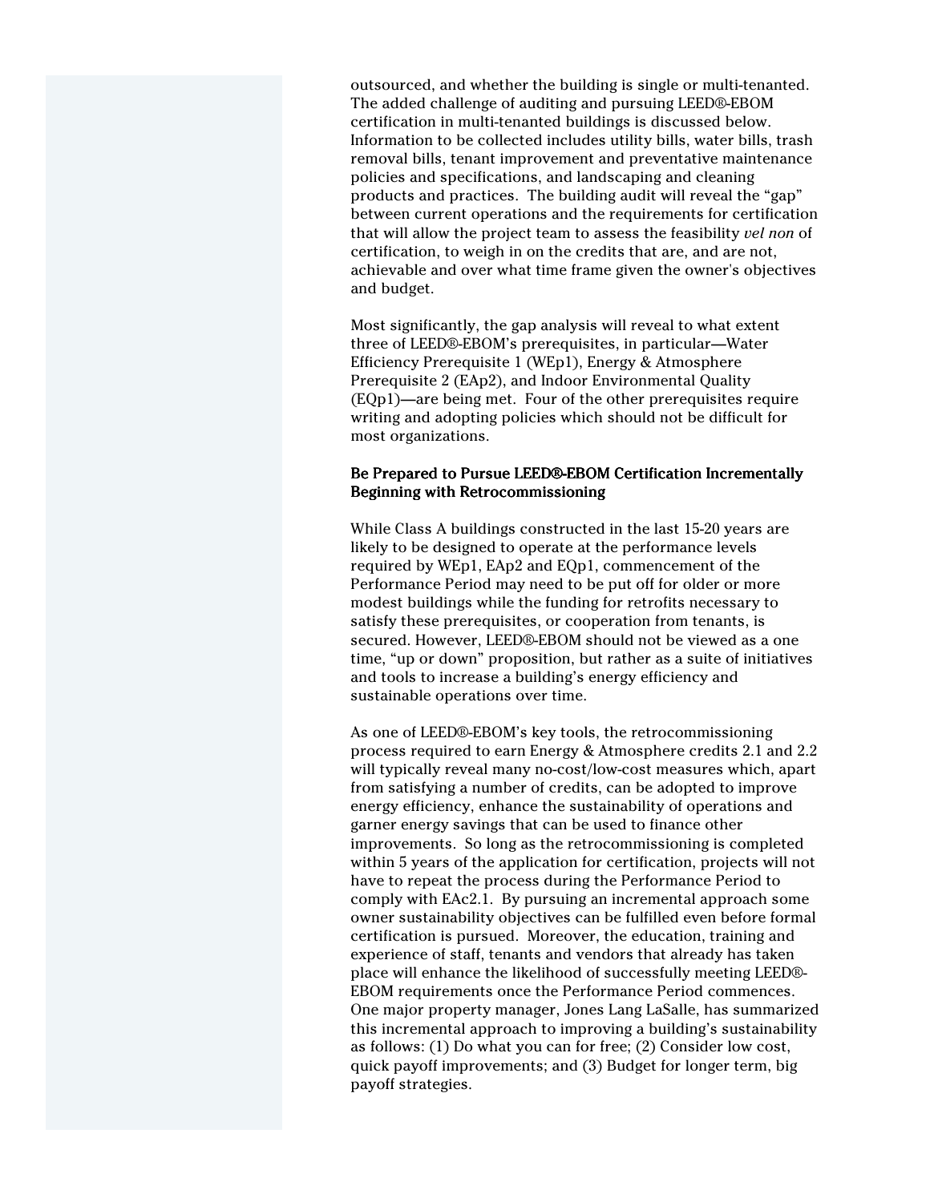outsourced, and whether the building is single or multi-tenanted. The added challenge of auditing and pursuing LEED®-EBOM certification in multi-tenanted buildings is discussed below. Information to be collected includes utility bills, water bills, trash removal bills, tenant improvement and preventative maintenance policies and specifications, and landscaping and cleaning products and practices. The building audit will reveal the "gap" between current operations and the requirements for certification that will allow the project team to assess the feasibility *vel non* of certification, to weigh in on the credits that are, and are not, achievable and over what time frame given the owner's objectives and budget.

Most significantly, the gap analysis will reveal to what extent three of LEED®-EBOM's prerequisites, in particular—Water Efficiency Prerequisite 1 (WEp1), Energy & Atmosphere Prerequisite 2 (EAp2), and Indoor Environmental Quality (EQp1)—are being met. Four of the other prerequisites require writing and adopting policies which should not be difficult for most organizations.

**Be Prepared to Pursue LEED®-EBOM Certification Incrementally Beginning with Retrocommissioning**

While Class A buildings constructed in the last 15-20 years are likely to be designed to operate at the performance levels required by WEp1, EAp2 and EQp1, commencement of the Performance Period may need to be put off for older or more modest buildings while the funding for retrofits necessary to satisfy these prerequisites, or cooperation from tenants, is secured. However, LEED®-EBOM should not be viewed as a one time, "up or down" proposition, but rather as a suite of initiatives and tools to increase a building's energy efficiency and sustainable operations over time.

As one of LEED®-EBOM's key tools, the retrocommissioning process required to earn Energy & Atmosphere credits 2.1 and 2.2 will typically reveal many no-cost/low-cost measures which, apart from satisfying a number of credits, can be adopted to improve energy efficiency, enhance the sustainability of operations and garner energy savings that can be used to finance other improvements. So long as the retrocommissioning is completed within 5 years of the application for certification, projects will not have to repeat the process during the Performance Period to comply with EAc2.1. By pursuing an incremental approach some owner sustainability objectives can be fulfilled even before formal certification is pursued. Moreover, the education, training and experience of staff, tenants and vendors that already has taken place will enhance the likelihood of successfully meeting LEED®-EBOM requirements once the Performance Period commences. One major property manager, Jones Lang LaSalle, has summarized this incremental approach to improving a building's sustainability as follows: (1) Do what you can for free; (2) Consider low cost, quick payoff improvements; and (3) Budget for longer term, big payoff strategies.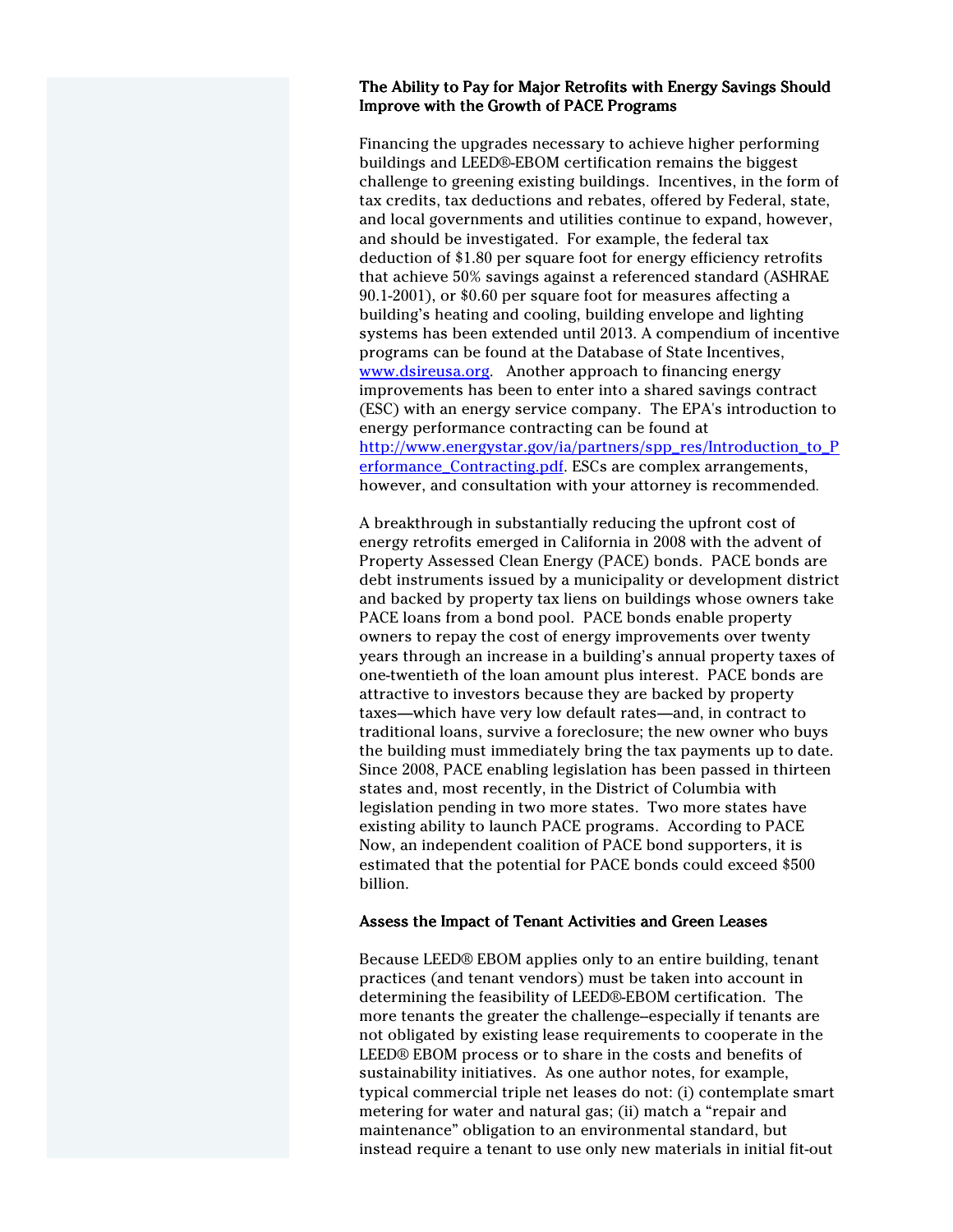### The Ability to Pay for Major Retrofits with Energy Savings Should Improve with the Growth of PACE Programs

Financing the upgrades necessary to achieve higher performing buildings and LEED®-EBOM certification remains the biggest challenge to greening existing buildings. Incentives, in the form of tax credits, tax deductions and rebates, offered by Federal, state, and local governments and utilities continue to expand, however, and should be investigated. For example, the federal tax deduction of $1.80 per square foot for energy efficiency retrofits that achieve 50% savings against a referenced standard (ASHRAE 90.1-2001), or $0.60 per square foot for measures affecting a building's heating and cooling, building envelope and lighting systems has been extended until 2013. A compendium of incentive programs can be found at the Database of State Incentives, [www.dsireusa.org](http://www.dsireusa.org). Another approach to financing energy improvements has been to enter into a shared savings contract (ESC) with an energy service company. The EPA's introduction to energy performance contracting can be found at [http://www.energystar.gov/ia/partners/spp_res/Introduction_to_Performance_Contracting.pdf](http://www.energystar.gov/ia/partners/spp_res/Introduction_to_Performance_Contracting.pdf). ESCs are complex arrangements, however, and consultation with your attorney is recommended.

A breakthrough in substantially reducing the upfront cost of energy retrofits emerged in California in 2008 with the advent of Property Assessed Clean Energy (PACE) bonds. PACE bonds are debt instruments issued by a municipality or development district and backed by property tax liens on buildings whose owners take PACE loans from a bond pool. PACE bonds enable property owners to repay the cost of energy improvements over twenty years through an increase in a building's annual property taxes of one-twentieth of the loan amount plus interest. PACE bonds are attractive to investors because they are backed by property taxes—which have very low default rates—and, in contract to traditional loans, survive a foreclosure; the new owner who buys the building must immediately bring the tax payments up to date. Since 2008, PACE enabling legislation has been passed in thirteen states and, most recently, in the District of Columbia with legislation pending in two more states. Two more states have existing ability to launch PACE programs. According to PACE Now, an independent coalition of PACE bond supporters, it is estimated that the potential for PACE bonds could exceed $500 billion.

### Assess the Impact of Tenant Activities and Green Leases

Because LEED® EBOM applies only to an entire building, tenant practices (and tenant vendors) must be taken into account in determining the feasibility of LEED®-EBOM certification. The more tenants the greater the challenge–especially if tenants are not obligated by existing lease requirements to cooperate in the LEED® EBOM process or to share in the costs and benefits of sustainability initiatives. As one author notes, for example, typical commercial triple net leases do not: (i) contemplate smart metering for water and natural gas; (ii) match a "repair and maintenance" obligation to an environmental standard, but instead require a tenant to use only new materials in initial fit-out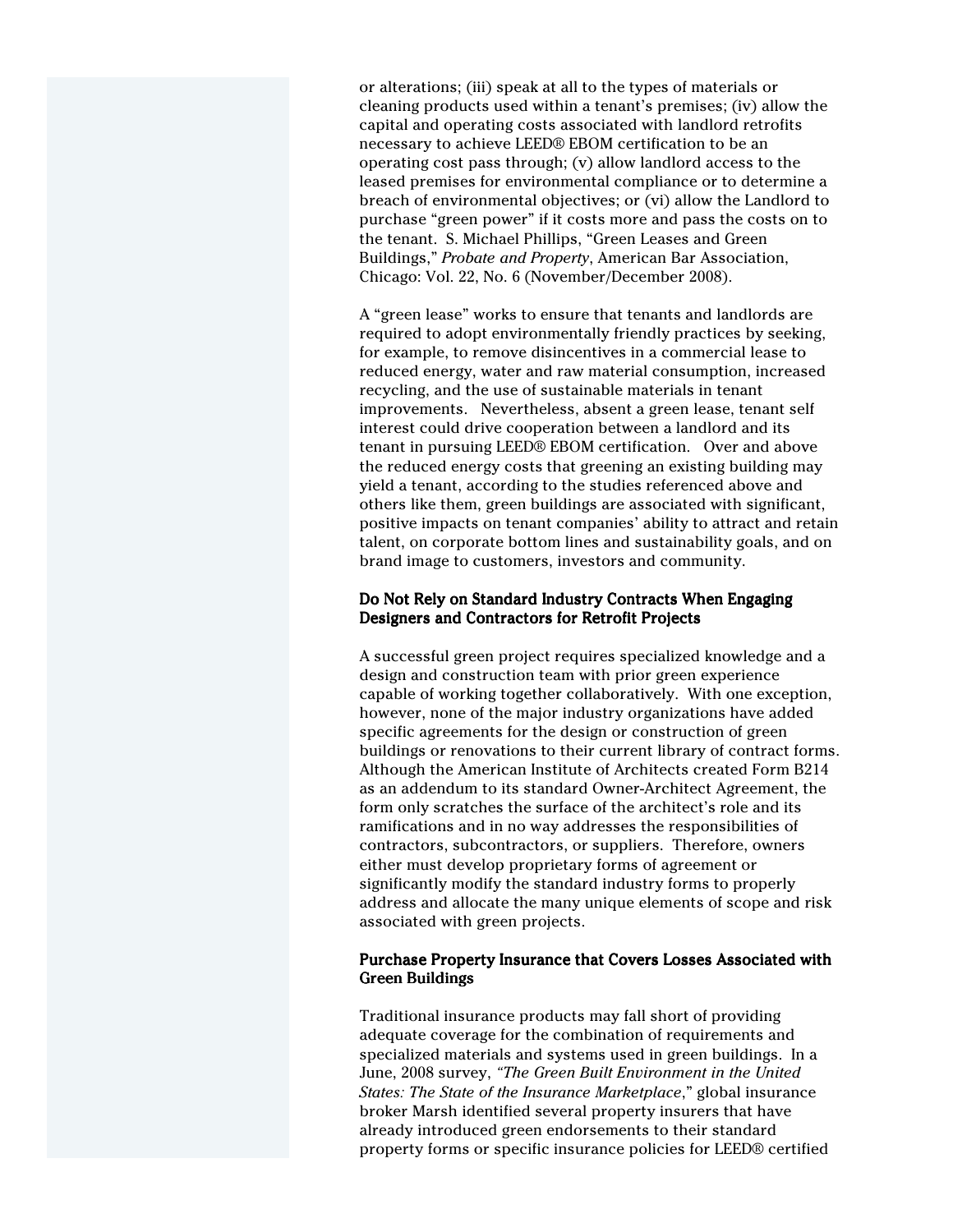or alterations; (iii) speak at all to the types of materials or cleaning products used within a tenant's premises; (iv) allow the capital and operating costs associated with landlord retrofits necessary to achieve LEED® EBOM certification to be an operating cost pass through; (v) allow landlord access to the leased premises for environmental compliance or to determine a breach of environmental objectives; or (vi) allow the Landlord to purchase "green power" if it costs more and pass the costs on to the tenant. S. Michael Phillips, "Green Leases and Green Buildings," *Probate and Property*, American Bar Association, Chicago: Vol. 22, No. 6 (November/December 2008).

A "green lease" works to ensure that tenants and landlords are required to adopt environmentally friendly practices by seeking, for example, to remove disincentives in a commercial lease to reduced energy, water and raw material consumption, increased recycling, and the use of sustainable materials in tenant improvements. Nevertheless, absent a green lease, tenant self interest could drive cooperation between a landlord and its tenant in pursuing LEED® EBOM certification. Over and above the reduced energy costs that greening an existing building may yield a tenant, according to the studies referenced above and others like them, green buildings are associated with significant, positive impacts on tenant companies' ability to attract and retain talent, on corporate bottom lines and sustainability goals, and on brand image to customers, investors and community.

### Do Not Rely on Standard Industry Contracts When Engaging Designers and Contractors for Retrofit Projects

A successful green project requires specialized knowledge and a design and construction team with prior green experience capable of working together collaboratively. With one exception, however, none of the major industry organizations have added specific agreements for the design or construction of green buildings or renovations to their current library of contract forms. Although the American Institute of Architects created Form B214 as an addendum to its standard Owner-Architect Agreement, the form only scratches the surface of the architect's role and its ramifications and in no way addresses the responsibilities of contractors, subcontractors, or suppliers. Therefore, owners either must develop proprietary forms of agreement or significantly modify the standard industry forms to properly address and allocate the many unique elements of scope and risk associated with green projects.

### Purchase Property Insurance that Covers Losses Associated with Green Buildings

Traditional insurance products may fall short of providing adequate coverage for the combination of requirements and specialized materials and systems used in green buildings. In a June, 2008 survey, *"The Green Built Environment in the United States: The State of the Insurance Marketplace*," global insurance broker Marsh identified several property insurers that have already introduced green endorsements to their standard property forms or specific insurance policies for LEED® certified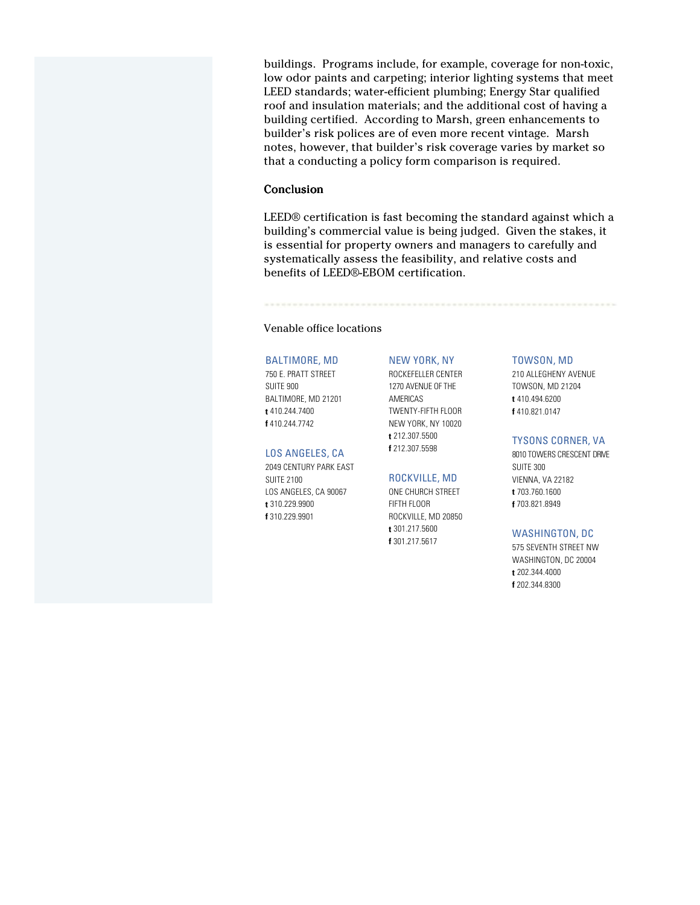buildings. Programs include, for example, coverage for non-toxic, low odor paints and carpeting; interior lighting systems that meet LEED standards; water-efficient plumbing; Energy Star qualified roof and insulation materials; and the additional cost of having a building certified. According to Marsh, green enhancements to builder's risk polices are of even more recent vintage. Marsh notes, however, that builder's risk coverage varies by market so that a conducting a policy form comparison is required.

### Conclusion

LEED® certification is fast becoming the standard against which a building's commercial value is being judged. Given the stakes, it is essential for property owners and managers to carefully and systematically assess the feasibility, and relative costs and benefits of LEED®-EBOM certification.

---

Venable office locations

**BALTIMORE, MD**
750 E. PRATT STREET
SUITE 900
BALTIMORE, MD 21201
**t** 410.244.7400
**f** 410.244.7742

**LOS ANGELES, CA**
2049 CENTURY PARK EAST
SUITE 2100
LOS ANGELES, CA 90067
**t** 310.229.9900
**f** 310.229.9901

**NEW YORK, NY**
ROCKEFELLER CENTER
1270 AVENUE OF THE AMERICAS
TWENTY-FIFTH FLOOR
NEW YORK, NY 10020
**t** 212.307.5500
**f** 212.307.5598

**ROCKVILLE, MD**
ONE CHURCH STREET
FIFTH FLOOR
ROCKVILLE, MD 20850
**t** 301.217.5600
**f** 301.217.5617

**TOWSON, MD**
210 ALLEGHENY AVENUE
TOWSON, MD 21204
**t** 410.494.6200
**f** 410.821.0147

**TYSONS CORNER, VA**
8010 TOWERS CRESCENT DRIVE
SUITE 300
VIENNA, VA 22182
**t** 703.760.1600
**f** 703.821.8949

**WASHINGTON, DC**
575 SEVENTH STREET NW
WASHINGTON, DC 20004
**t** 202.344.4000
**f** 202.344.8300